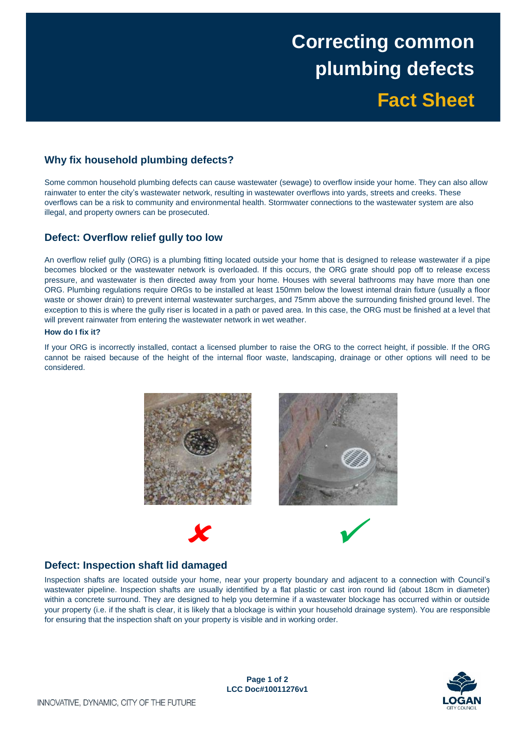# Correcting common plumbing defects

## Fact Sheet

## Why fix household plumbing defects?

Some common household plumbing defects can cause wastewater (sewage) to overflow inside your home. They can also allow rainwater to enter the city's wastewater network, resulting in wastewater overflows into yards, streets and creeks. These overflows can be a risk to community and environmental health. Stormwater connections to the wastewater system are also illegal, and property owners can be prosecuted.

## Defect: Overflow relief gully too low

An overflow relief gully (ORG) is a plumbing fitting located outside your home that is designed to release wastewater if a pipe becomes blocked or the wastewater network is overloaded. If this occurs, the ORG grate should pop off to release excess pressure, and wastewater is then directed away from your home. Houses with several bathrooms may have more than one ORG. Plumbing regulations require ORGs to be installed at least 150mm below the lowest internal drain fixture (usually a floor waste or shower drain) to prevent internal wastewater surcharges, and 75mm above the surrounding finished ground level. The exception to this is where the gully riser is located in a path or paved area. In this case, the ORG must be finished at a level that will prevent rainwater from entering the wastewater network in wet weather.

**How do I fix it?**

If your ORG is incorrectly installed, contact a licensed plumber to raise the ORG to the correct height, if possible. If the ORG cannot be raised because of the height of the internal floor waste, landscaping, drainage or other options will need to be considered.

✘ ✔

## Defect: Inspection shaft lid damaged

Inspection shafts are located outside your home, near your property boundary and adjacent to a connection with Council's wastewater pipeline. Inspection shafts are usually identified by a flat plastic or cast iron round lid (about 18cm in diameter) within a concrete surround. They are designed to help you determine if a wastewater blockage has occurred within or outside your property (i.e. if the shaft is clear, it is likely that a blockage is within your household drainage system). You are responsible for ensuring that the inspection shaft on your property is visible and in working order.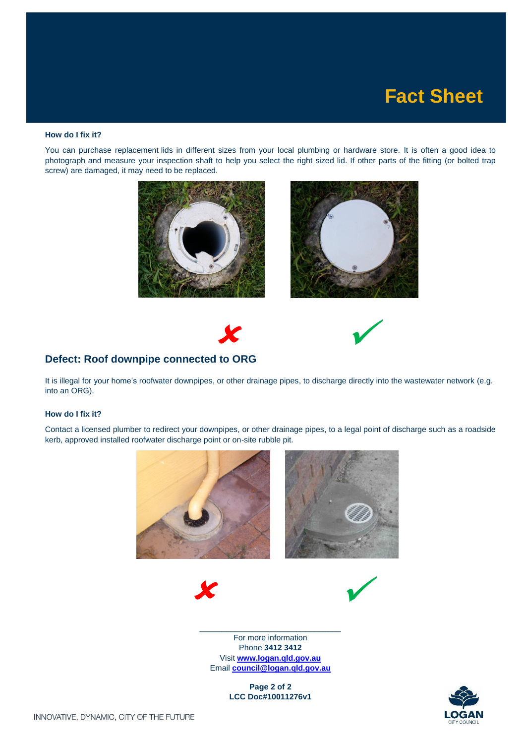**How do I fix it?**

You can purchase replacement lids in different sizes from your local plumbing or hardware store. It is often a good idea to photograph and measure your inspection shaft to help you select the right sized lid. If other parts of the fitting (or bolted trap screw) are damaged, it may need to be replaced.

✘ ✔

## Defect: Roof downpipe connected to ORG

It is illegal for your home's roofwater downpipes, or other drainage pipes, to discharge directly into the wastewater network (e.g. into an ORG).

**How do I fix it?**

Contact a licensed plumber to redirect your downpipes, or other drainage pipes, to a legal point of discharge such as a roadside kerb, approved installed roofwater discharge point or on-site rubble pit.

✘ ✔

For more information
Phone **3412 3412**
Visit **www.logan.qld.gov.au**
Email **council@logan.qld.gov.au**

**LCC Doc#10011276v1**